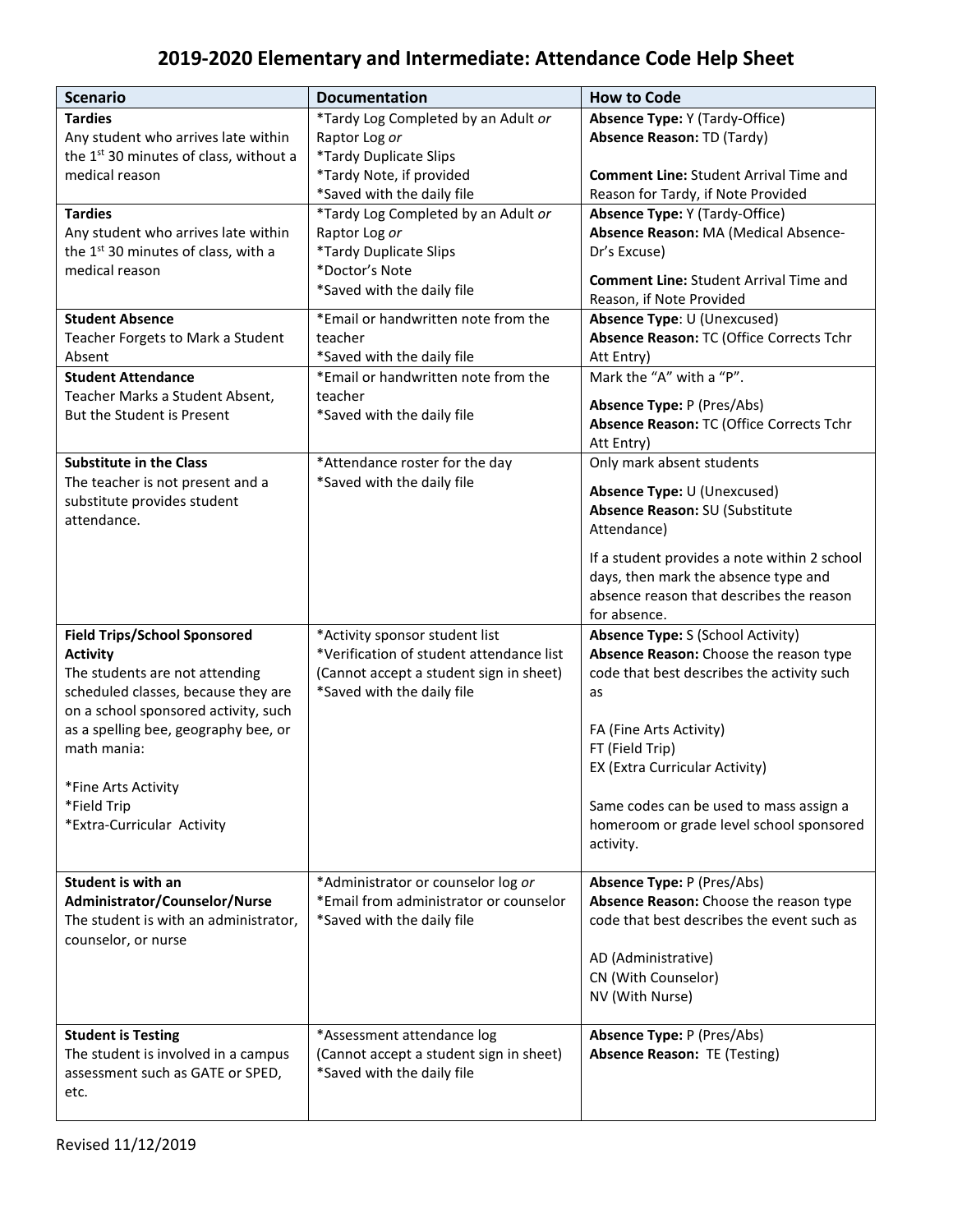# 2019-2020 Elementary and Intermediate: Attendance Code Help Sheet

| Scenario | Documentation | How to Code |
| --- | --- | --- |
| **Tardies**<br>Any student who arrives late within the 1st 30 minutes of class, without a medical reason | *Tardy Log Completed by an Adult *or* Raptor Log *or*<br>*Tardy Duplicate Slips<br>*Tardy Note, if provided<br>*Saved with the daily file | **Absence Type:** Y (Tardy-Office)<br>**Absence Reason:** TD (Tardy)<br><br>**Comment Line:** Student Arrival Time and Reason for Tardy, if Note Provided |
| **Tardies**<br>Any student who arrives late within the 1st 30 minutes of class, with a medical reason | *Tardy Log Completed by an Adult *or* Raptor Log *or*<br>*Tardy Duplicate Slips<br>*Doctor's Note<br>*Saved with the daily file | **Absence Type:** Y (Tardy-Office)<br>**Absence Reason:** MA (Medical Absence-Dr's Excuse)<br><br>**Comment Line:** Student Arrival Time and Reason, if Note Provided |
| **Student Absence**<br>Teacher Forgets to Mark a Student Absent | *Email or handwritten note from the teacher<br>*Saved with the daily file | **Absence Type**: U (Unexcused)<br>**Absence Reason:** TC (Office Corrects Tchr Att Entry) |
| **Student Attendance**<br>Teacher Marks a Student Absent, But the Student is Present | *Email or handwritten note from the teacher<br>*Saved with the daily file | Mark the "A" with a "P".<br><br>**Absence Type:** P (Pres/Abs)<br>**Absence Reason:** TC (Office Corrects Tchr Att Entry) |
| **Substitute in the Class**<br>The teacher is not present and a substitute provides student attendance. | *Attendance roster for the day<br>*Saved with the daily file | Only mark absent students<br><br>**Absence Type:** U (Unexcused)<br>**Absence Reason:** SU (Substitute Attendance)<br><br>If a student provides a note within 2 school days, then mark the absence type and absence reason that describes the reason for absence. |
| **Field Trips/School Sponsored Activity**<br>The students are not attending scheduled classes, because they are on a school sponsored activity, such as a spelling bee, geography bee, or math mania:<br><br>*Fine Arts Activity<br>*Field Trip<br>*Extra-Curricular Activity | *Activity sponsor student list<br>*Verification of student attendance list (Cannot accept a student sign in sheet)<br>*Saved with the daily file | **Absence Type:** S (School Activity)<br>**Absence Reason:** Choose the reason type code that best describes the activity such as<br><br>FA (Fine Arts Activity)<br>FT (Field Trip)<br>EX (Extra Curricular Activity)<br><br>Same codes can be used to mass assign a homeroom or grade level school sponsored activity. |
| **Student is with an Administrator/Counselor/Nurse**<br>The student is with an administrator, counselor, or nurse | *Administrator or counselor log *or*<br>*Email from administrator or counselor<br>*Saved with the daily file | **Absence Type:** P (Pres/Abs)<br>**Absence Reason:** Choose the reason type code that best describes the event such as<br><br>AD (Administrative)<br>CN (With Counselor)<br>NV (With Nurse) |
| **Student is Testing**<br>The student is involved in a campus assessment such as GATE or SPED, etc. | *Assessment attendance log (Cannot accept a student sign in sheet)<br>*Saved with the daily file | **Absence Type:** P (Pres/Abs)<br>**Absence Reason:** TE (Testing) |

Revised 11/12/2019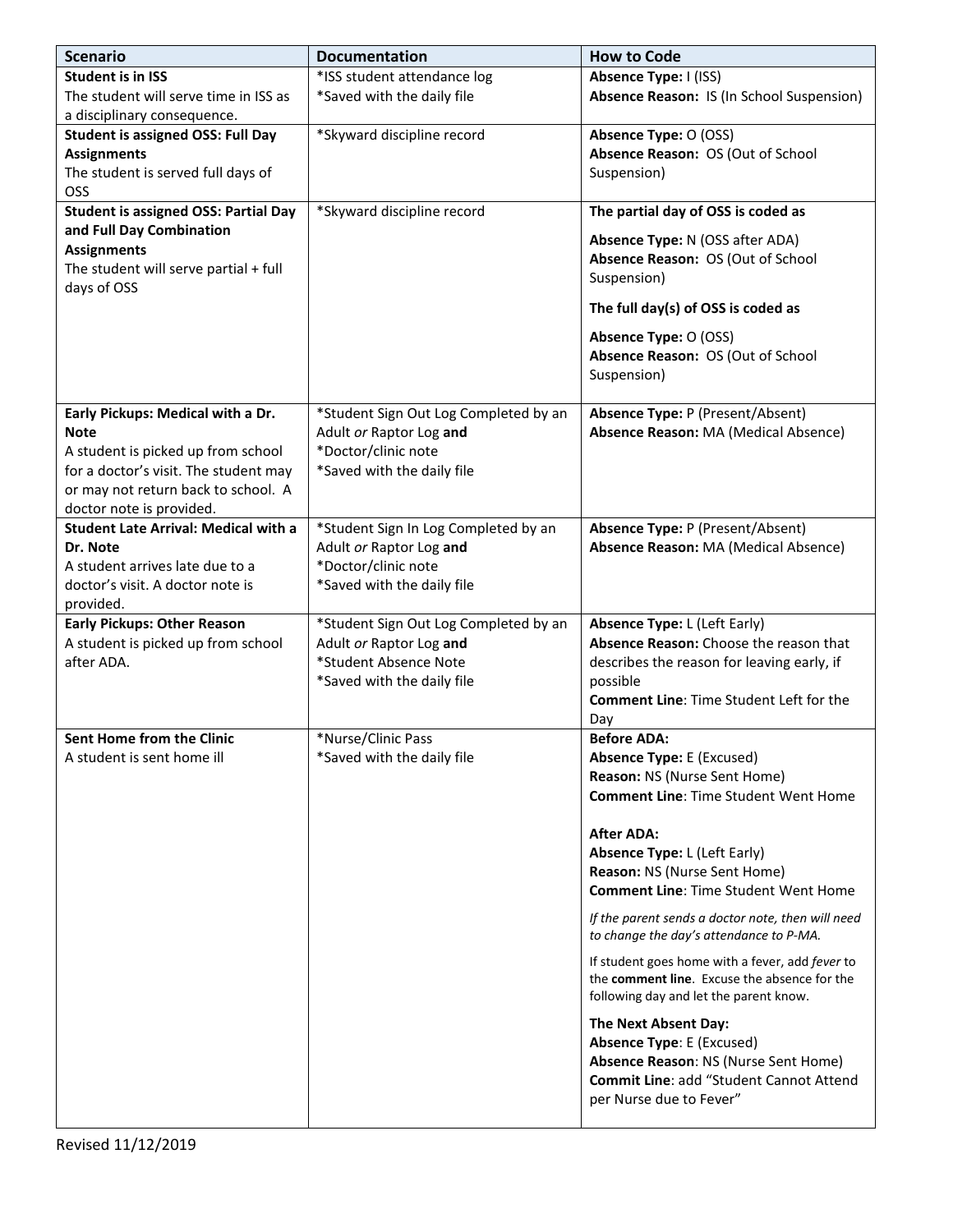| Scenario | Documentation | How to Code |
|---|---|---|
| **Student is in ISS**<br>The student will serve time in ISS as a disciplinary consequence. | *ISS student attendance log<br>*Saved with the daily file | **Absence Type:** I (ISS)<br>**Absence Reason:** IS (In School Suspension) |
| **Student is assigned OSS: Full Day Assignments**<br>The student is served full days of OSS | *Skyward discipline record | **Absence Type:** O (OSS)<br>**Absence Reason:** OS (Out of School Suspension) |
| **Student is assigned OSS: Partial Day and Full Day Combination Assignments**<br>The student will serve partial + full days of OSS | *Skyward discipline record | **The partial day of OSS is coded as**<br>**Absence Type:** N (OSS after ADA)<br>**Absence Reason:** OS (Out of School Suspension)<br>**The full day(s) of OSS is coded as**<br>**Absence Type:** O (OSS)<br>**Absence Reason:** OS (Out of School Suspension) |
| **Early Pickups: Medical with a Dr. Note**<br>A student is picked up from school for a doctor's visit. The student may or may not return back to school. A doctor note is provided. | *Student Sign Out Log Completed by an Adult *or* Raptor Log **and**<br>*Doctor/clinic note<br>*Saved with the daily file | **Absence Type:** P (Present/Absent)<br>**Absence Reason:** MA (Medical Absence) |
| **Student Late Arrival: Medical with a Dr. Note**<br>A student arrives late due to a doctor's visit. A doctor note is provided. | *Student Sign In Log Completed by an Adult *or* Raptor Log **and**<br>*Doctor/clinic note<br>*Saved with the daily file | **Absence Type:** P (Present/Absent)<br>**Absence Reason:** MA (Medical Absence) |
| **Early Pickups: Other Reason**<br>A student is picked up from school after ADA. | *Student Sign Out Log Completed by an Adult *or* Raptor Log **and**<br>*Student Absence Note<br>*Saved with the daily file | **Absence Type:** L (Left Early)<br>**Absence Reason:** Choose the reason that describes the reason for leaving early, if possible<br>**Comment Line**: Time Student Left for the Day |
| **Sent Home from the Clinic**<br>A student is sent home ill | *Nurse/Clinic Pass<br>*Saved with the daily file | **Before ADA:**<br>**Absence Type:** E (Excused)<br>**Reason:** NS (Nurse Sent Home)<br>**Comment Line**: Time Student Went Home<br><br>**After ADA:**<br>**Absence Type:** L (Left Early)<br>**Reason:** NS (Nurse Sent Home)<br>**Comment Line**: Time Student Went Home<br><br>*If the parent sends a doctor note, then will need to change the day's attendance to P-MA.*<br><br>If student goes home with a fever, add *fever* to the **comment line**. Excuse the absence for the following day and let the parent know.<br><br>**The Next Absent Day:**<br>**Absence Type**: E (Excused)<br>**Absence Reason**: NS (Nurse Sent Home)<br>**Commit Line**: add "Student Cannot Attend per Nurse due to Fever" |

Revised 11/12/2019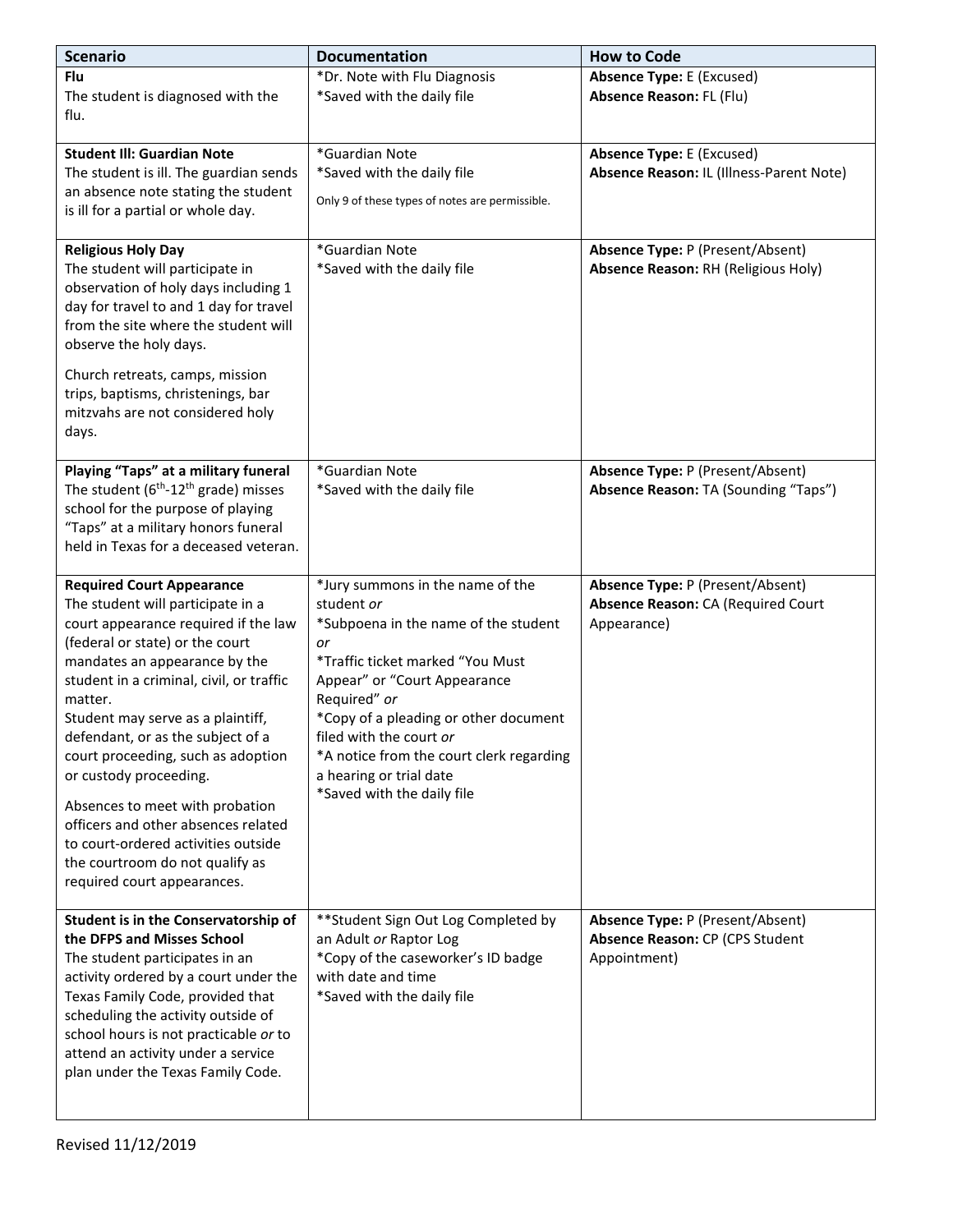| Scenario | Documentation | How to Code |
|---|---|---|
| **Flu**<br>The student is diagnosed with the flu. | *Dr. Note with Flu Diagnosis<br>*Saved with the daily file | **Absence Type:** E (Excused)<br>**Absence Reason:** FL (Flu) |
| **Student Ill: Guardian Note**<br>The student is ill. The guardian sends an absence note stating the student is ill for a partial or whole day. | *Guardian Note<br>*Saved with the daily file<br>Only 9 of these types of notes are permissible. | **Absence Type:** E (Excused)<br>**Absence Reason:** IL (Illness-Parent Note) |
| **Religious Holy Day**<br>The student will participate in observation of holy days including 1 day for travel to and 1 day for travel from the site where the student will observe the holy days.<br>Church retreats, camps, mission trips, baptisms, christenings, bar mitzvahs are not considered holy days. | *Guardian Note<br>*Saved with the daily file | **Absence Type:** P (Present/Absent)<br>**Absence Reason:** RH (Religious Holy) |
| **Playing "Taps" at a military funeral**<br>The student (6th-12th grade) misses school for the purpose of playing "Taps" at a military honors funeral held in Texas for a deceased veteran. | *Guardian Note<br>*Saved with the daily file | **Absence Type:** P (Present/Absent)<br>**Absence Reason:** TA (Sounding "Taps") |
| **Required Court Appearance**<br>The student will participate in a court appearance required if the law (federal or state) or the court mandates an appearance by the student in a criminal, civil, or traffic matter.<br>Student may serve as a plaintiff, defendant, or as the subject of a court proceeding, such as adoption or custody proceeding.<br>Absences to meet with probation officers and other absences related to court-ordered activities outside the courtroom do not qualify as required court appearances. | *Jury summons in the name of the student *or*<br>*Subpoena in the name of the student *or*<br>*Traffic ticket marked "You Must Appear" or "Court Appearance Required" *or*<br>*Copy of a pleading or other document filed with the court *or*<br>*A notice from the court clerk regarding a hearing or trial date<br>*Saved with the daily file | **Absence Type:** P (Present/Absent)<br>**Absence Reason:** CA (Required Court Appearance) |
| **Student is in the Conservatorship of the DFPS and Misses School**<br>The student participates in an activity ordered by a court under the Texas Family Code, provided that scheduling the activity outside of school hours is not practicable *or* to attend an activity under a service plan under the Texas Family Code. | **Student Sign Out Log Completed by an Adult *or* Raptor Log<br>*Copy of the caseworker's ID badge with date and time<br>*Saved with the daily file | **Absence Type:** P (Present/Absent)<br>**Absence Reason:** CP (CPS Student Appointment) |

Revised 11/12/2019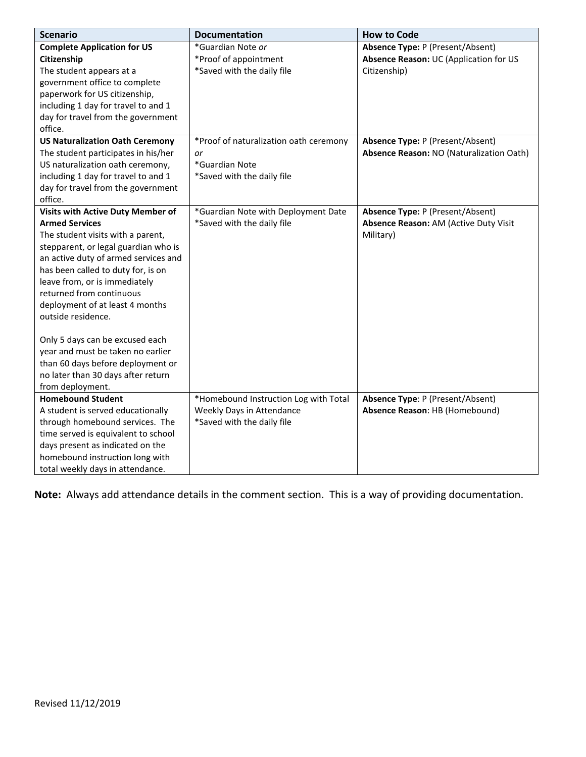| Scenario | Documentation | How to Code |
|---|---|---|
| **Complete Application for US Citizenship** The student appears at a government office to complete paperwork for US citizenship, including 1 day for travel to and 1 day for travel from the government office. | *Guardian Note *or* *Proof of appointment *Saved with the daily file | **Absence Type:** P (Present/Absent) **Absence Reason:** UC (Application for US Citizenship) |
| **US Naturalization Oath Ceremony** The student participates in his/her US naturalization oath ceremony, including 1 day for travel to and 1 day for travel from the government office. | *Proof of naturalization oath ceremony *or* *Guardian Note *Saved with the daily file | **Absence Type:** P (Present/Absent) **Absence Reason:** NO (Naturalization Oath) |
| **Visits with Active Duty Member of Armed Services** The student visits with a parent, stepparent, or legal guardian who is an active duty of armed services and has been called to duty for, is on leave from, or is immediately returned from continuous deployment of at least 4 months outside residence. Only 5 days can be excused each year and must be taken no earlier than 60 days before deployment or no later than 30 days after return from deployment. | *Guardian Note with Deployment Date *Saved with the daily file | **Absence Type:** P (Present/Absent) **Absence Reason:** AM (Active Duty Visit Military) |
| **Homebound Student** A student is served educationally through homebound services. The time served is equivalent to school days present as indicated on the homebound instruction long with total weekly days in attendance. | *Homebound Instruction Log with Total Weekly Days in Attendance *Saved with the daily file | **Absence Type**: P (Present/Absent) **Absence Reason**: HB (Homebound) |

**Note:** Always add attendance details in the comment section. This is a way of providing documentation.

Revised 11/12/2019